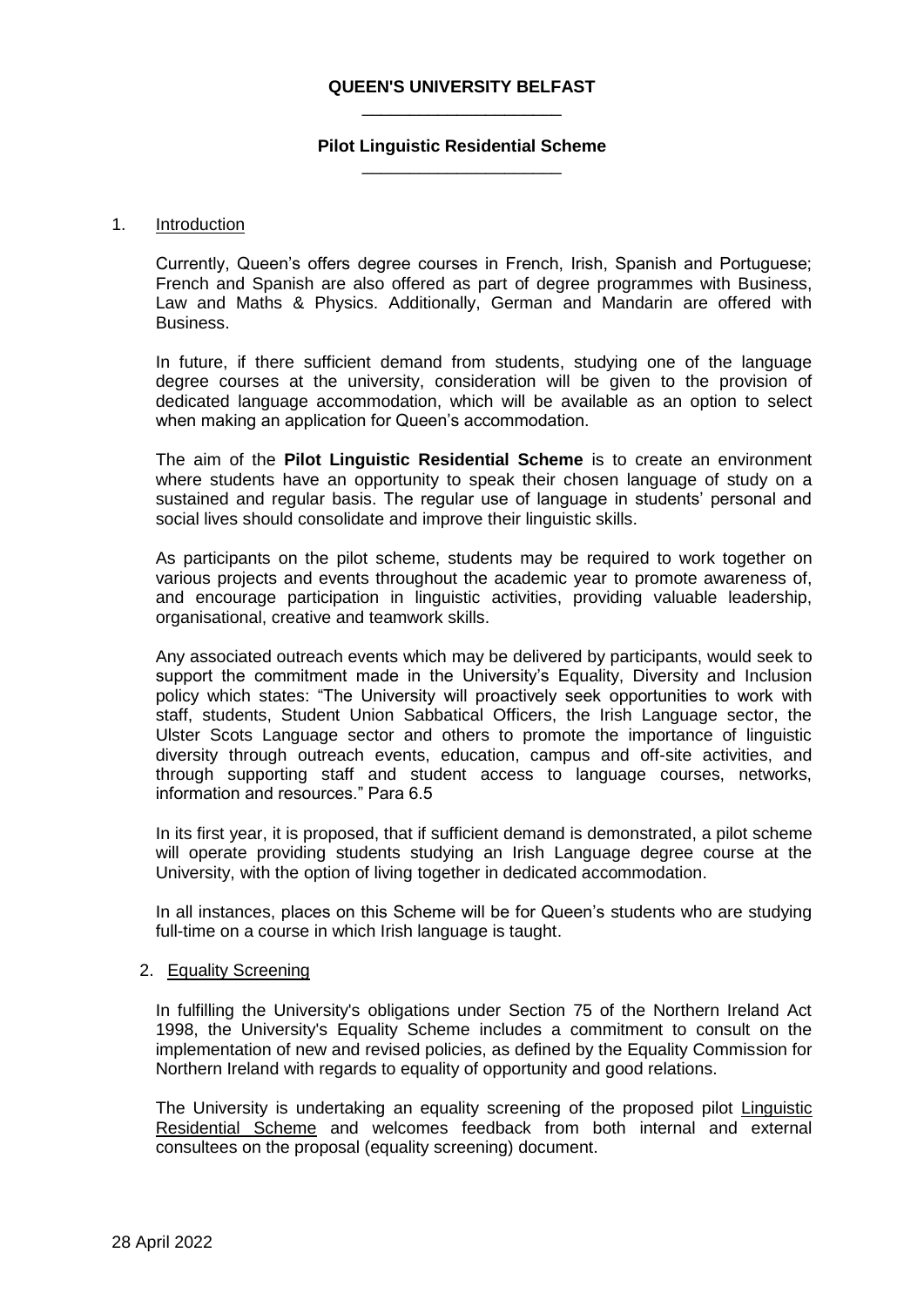# QUEEN'S UNIVERSITY BELFAST

## Pilot Linguistic Residential Scheme

### 1. Introduction

Currently, Queen's offers degree courses in French, Irish, Spanish and Portuguese; French and Spanish are also offered as part of degree programmes with Business, Law and Maths & Physics. Additionally, German and Mandarin are offered with Business.

In future, if there sufficient demand from students, studying one of the language degree courses at the university, consideration will be given to the provision of dedicated language accommodation, which will be available as an option to select when making an application for Queen's accommodation.

The aim of the **Pilot Linguistic Residential Scheme** is to create an environment where students have an opportunity to speak their chosen language of study on a sustained and regular basis. The regular use of language in students' personal and social lives should consolidate and improve their linguistic skills.

As participants on the pilot scheme, students may be required to work together on various projects and events throughout the academic year to promote awareness of, and encourage participation in linguistic activities, providing valuable leadership, organisational, creative and teamwork skills.

Any associated outreach events which may be delivered by participants, would seek to support the commitment made in the University's Equality, Diversity and Inclusion policy which states: "The University will proactively seek opportunities to work with staff, students, Student Union Sabbatical Officers, the Irish Language sector, the Ulster Scots Language sector and others to promote the importance of linguistic diversity through outreach events, education, campus and off-site activities, and through supporting staff and student access to language courses, networks, information and resources." Para 6.5

In its first year, it is proposed, that if sufficient demand is demonstrated, a pilot scheme will operate providing students studying an Irish Language degree course at the University, with the option of living together in dedicated accommodation.

In all instances, places on this Scheme will be for Queen's students who are studying full-time on a course in which Irish language is taught.

### 2. Equality Screening

In fulfilling the University's obligations under Section 75 of the Northern Ireland Act 1998, the University's Equality Scheme includes a commitment to consult on the implementation of new and revised policies, as defined by the Equality Commission for Northern Ireland with regards to equality of opportunity and good relations.

The University is undertaking an equality screening of the proposed pilot Linguistic Residential Scheme and welcomes feedback from both internal and external consultees on the proposal (equality screening) document.

28 April 2022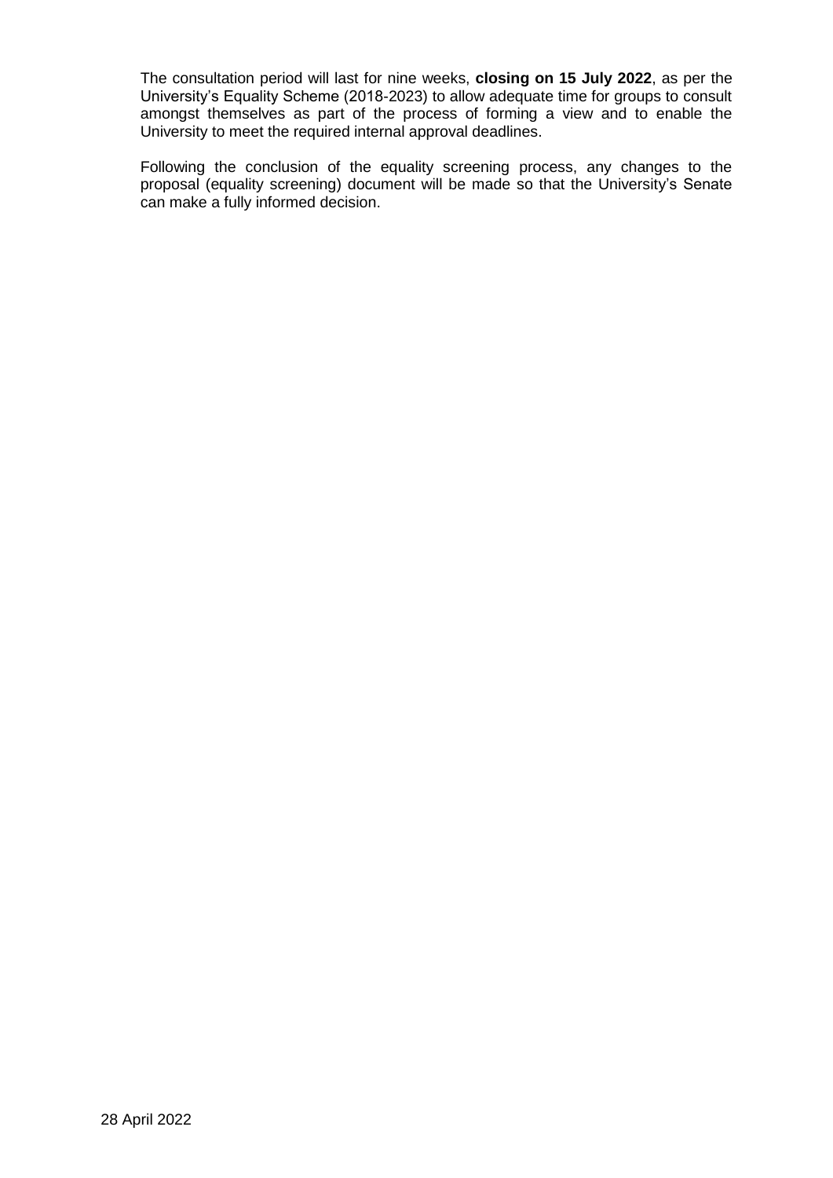The consultation period will last for nine weeks, **closing on 15 July 2022**, as per the University's Equality Scheme (2018-2023) to allow adequate time for groups to consult amongst themselves as part of the process of forming a view and to enable the University to meet the required internal approval deadlines.

Following the conclusion of the equality screening process, any changes to the proposal (equality screening) document will be made so that the University's Senate can make a fully informed decision.

28 April 2022